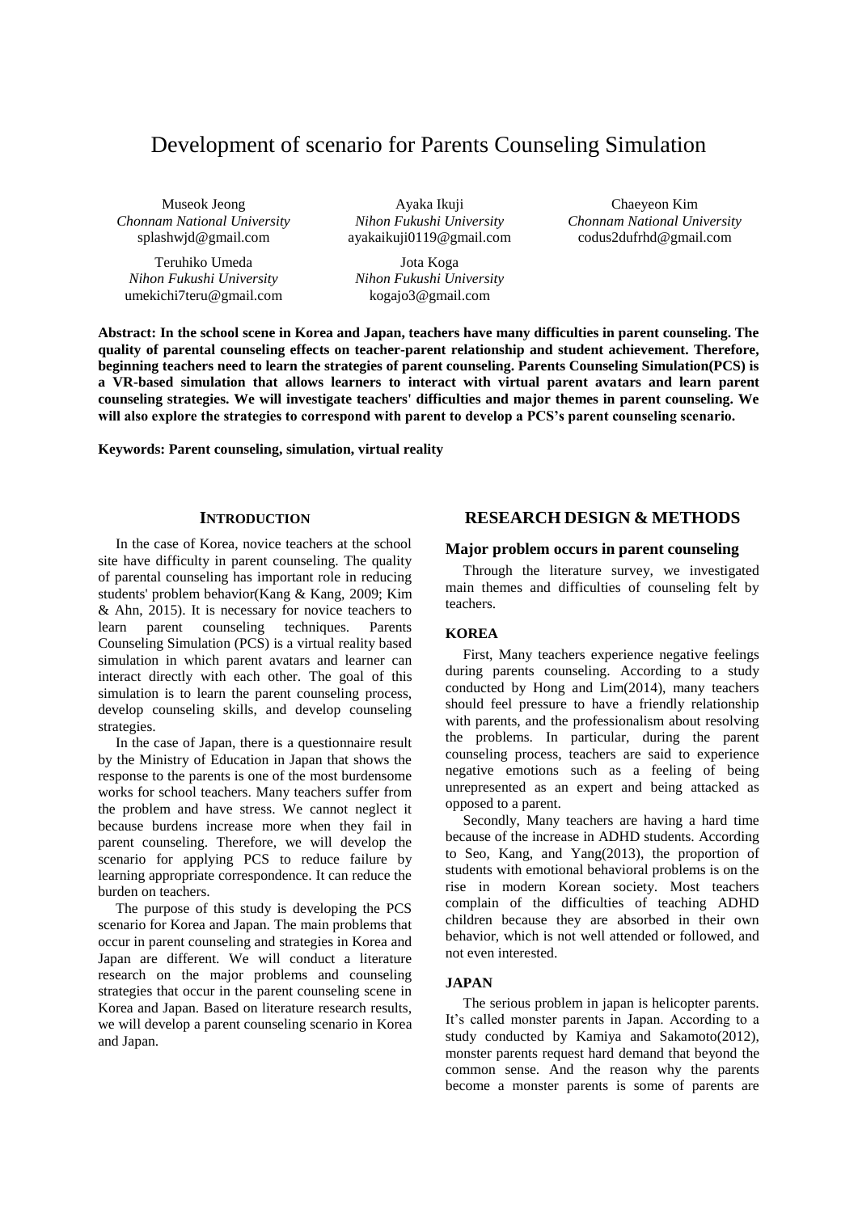# Development of scenario for Parents Counseling Simulation

Museok Jeong
*Chonnam National University*
splashwjd@gmail.com

Ayaka Ikuji
*Nihon Fukushi University*
ayakaikuji0119@gmail.com

Chaeyeon Kim
*Chonnam National University*
codus2dufrhd@gmail.com

Teruhiko Umeda
*Nihon Fukushi University*
umekichi7teru@gmail.com

Jota Koga
*Nihon Fukushi University*
kogajo3@gmail.com

**Abstract: In the school scene in Korea and Japan, teachers have many difficulties in parent counseling. The quality of parental counseling effects on teacher-parent relationship and student achievement. Therefore, beginning teachers need to learn the strategies of parent counseling. Parents Counseling Simulation(PCS) is a VR-based simulation that allows learners to interact with virtual parent avatars and learn parent counseling strategies. We will investigate teachers' difficulties and major themes in parent counseling. We will also explore the strategies to correspond with parent to develop a PCS's parent counseling scenario.**

**Keywords: Parent counseling, simulation, virtual reality**

## INTRODUCTION

In the case of Korea, novice teachers at the school site have difficulty in parent counseling. The quality of parental counseling has important role in reducing students' problem behavior(Kang & Kang, 2009; Kim & Ahn, 2015). It is necessary for novice teachers to learn parent counseling techniques. Parents Counseling Simulation (PCS) is a virtual reality based simulation in which parent avatars and learner can interact directly with each other. The goal of this simulation is to learn the parent counseling process, develop counseling skills, and develop counseling strategies.

In the case of Japan, there is a questionnaire result by the Ministry of Education in Japan that shows the response to the parents is one of the most burdensome works for school teachers. Many teachers suffer from the problem and have stress. We cannot neglect it because burdens increase more when they fail in parent counseling. Therefore, we will develop the scenario for applying PCS to reduce failure by learning appropriate correspondence. It can reduce the burden on teachers.

The purpose of this study is developing the PCS scenario for Korea and Japan. The main problems that occur in parent counseling and strategies in Korea and Japan are different. We will conduct a literature research on the major problems and counseling strategies that occur in the parent counseling scene in Korea and Japan. Based on literature research results, we will develop a parent counseling scenario in Korea and Japan.

## RESEARCH DESIGN & METHODS

### Major problem occurs in parent counseling

Through the literature survey, we investigated main themes and difficulties of counseling felt by teachers.

#### KOREA

First, Many teachers experience negative feelings during parents counseling. According to a study conducted by Hong and Lim(2014), many teachers should feel pressure to have a friendly relationship with parents, and the professionalism about resolving the problems. In particular, during the parent counseling process, teachers are said to experience negative emotions such as a feeling of being unrepresented as an expert and being attacked as opposed to a parent.

Secondly, Many teachers are having a hard time because of the increase in ADHD students. According to Seo, Kang, and Yang(2013), the proportion of students with emotional behavioral problems is on the rise in modern Korean society. Most teachers complain of the difficulties of teaching ADHD children because they are absorbed in their own behavior, which is not well attended or followed, and not even interested.

#### JAPAN

The serious problem in japan is helicopter parents. It's called monster parents in Japan. According to a study conducted by Kamiya and Sakamoto(2012), monster parents request hard demand that beyond the common sense. And the reason why the parents become a monster parents is some of parents are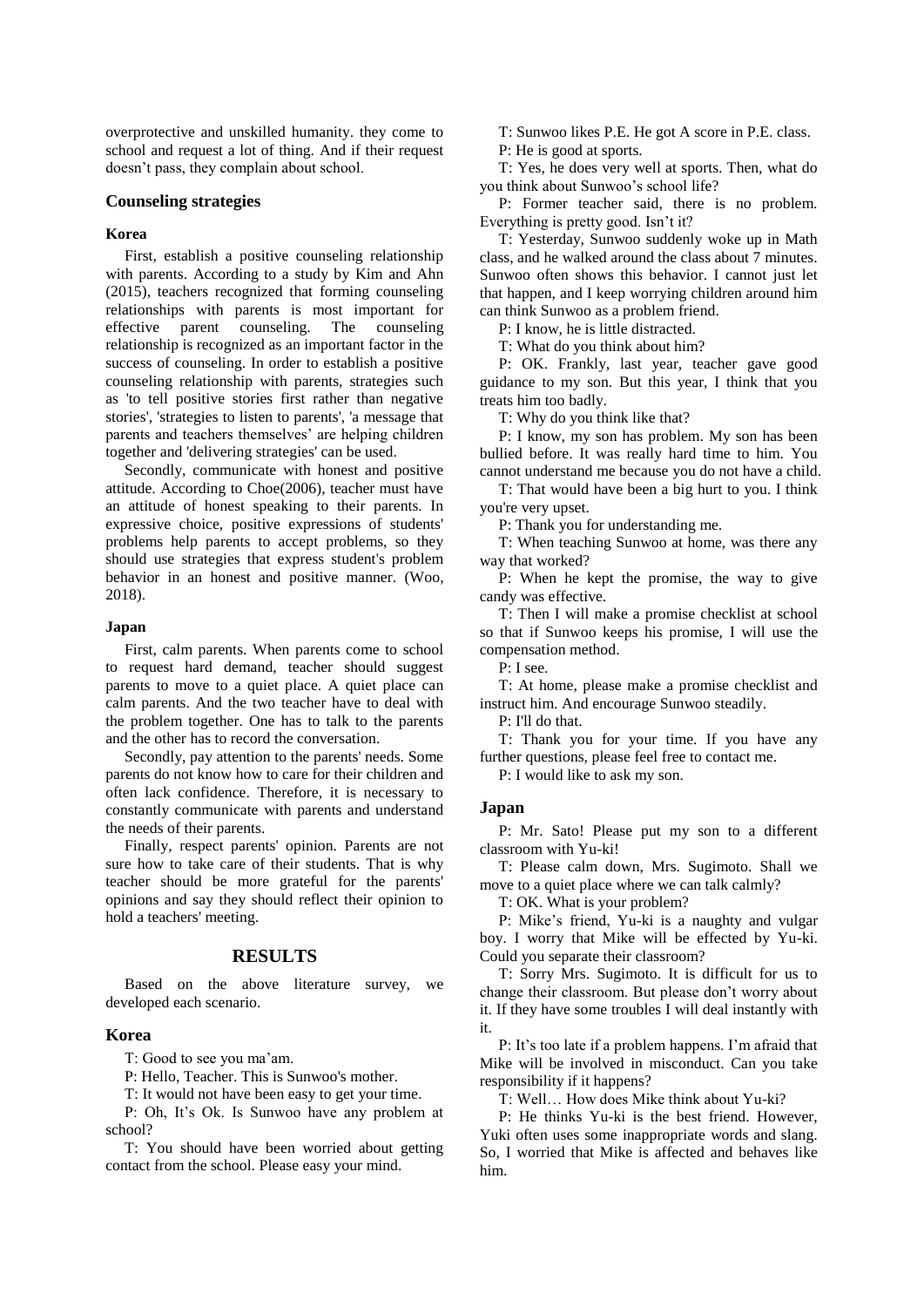overprotective and unskilled humanity. they come to school and request a lot of thing. And if their request doesn't pass, they complain about school.

### Counseling strategies

#### Korea

First, establish a positive counseling relationship with parents. According to a study by Kim and Ahn (2015), teachers recognized that forming counseling relationships with parents is most important for effective parent counseling. The counseling relationship is recognized as an important factor in the success of counseling. In order to establish a positive counseling relationship with parents, strategies such as 'to tell positive stories first rather than negative stories', 'strategies to listen to parents', 'a message that parents and teachers themselves' are helping children together and 'delivering strategies' can be used.

Secondly, communicate with honest and positive attitude. According to Choe(2006), teacher must have an attitude of honest speaking to their parents. In expressive choice, positive expressions of students' problems help parents to accept problems, so they should use strategies that express student's problem behavior in an honest and positive manner. (Woo, 2018).

#### Japan

First, calm parents. When parents come to school to request hard demand, teacher should suggest parents to move to a quiet place. A quiet place can calm parents. And the two teacher have to deal with the problem together. One has to talk to the parents and the other has to record the conversation.

Secondly, pay attention to the parents' needs. Some parents do not know how to care for their children and often lack confidence. Therefore, it is necessary to constantly communicate with parents and understand the needs of their parents.

Finally, respect parents' opinion. Parents are not sure how to take care of their students. That is why teacher should be more grateful for the parents' opinions and say they should reflect their opinion to hold a teachers' meeting.

## RESULTS

Based on the above literature survey, we developed each scenario.

### Korea

T: Good to see you ma'am.

P: Hello, Teacher. This is Sunwoo's mother.

T: It would not have been easy to get your time.

P: Oh, It's Ok. Is Sunwoo have any problem at school?

T: You should have been worried about getting contact from the school. Please easy your mind.

T: Sunwoo likes P.E. He got A score in P.E. class.

P: He is good at sports.

T: Yes, he does very well at sports. Then, what do you think about Sunwoo's school life?

P: Former teacher said, there is no problem. Everything is pretty good. Isn't it?

T: Yesterday, Sunwoo suddenly woke up in Math class, and he walked around the class about 7 minutes. Sunwoo often shows this behavior. I cannot just let that happen, and I keep worrying children around him can think Sunwoo as a problem friend.

P: I know, he is little distracted.

T: What do you think about him?

P: OK. Frankly, last year, teacher gave good guidance to my son. But this year, I think that you treats him too badly.

T: Why do you think like that?

P: I know, my son has problem. My son has been bullied before. It was really hard time to him. You cannot understand me because you do not have a child.

T: That would have been a big hurt to you. I think you're very upset.

P: Thank you for understanding me.

T: When teaching Sunwoo at home, was there any way that worked?

P: When he kept the promise, the way to give candy was effective.

T: Then I will make a promise checklist at school so that if Sunwoo keeps his promise, I will use the compensation method.

P: I see.

T: At home, please make a promise checklist and instruct him. And encourage Sunwoo steadily.

P: I'll do that.

T: Thank you for your time. If you have any further questions, please feel free to contact me.

P: I would like to ask my son.

### Japan

P: Mr. Sato! Please put my son to a different classroom with Yu-ki!

T: Please calm down, Mrs. Sugimoto. Shall we move to a quiet place where we can talk calmly?

T: OK. What is your problem?

P: Mike's friend, Yu-ki is a naughty and vulgar boy. I worry that Mike will be effected by Yu-ki. Could you separate their classroom?

T: Sorry Mrs. Sugimoto. It is difficult for us to change their classroom. But please don't worry about it. If they have some troubles I will deal instantly with it.

P: It's too late if a problem happens. I'm afraid that Mike will be involved in misconduct. Can you take responsibility if it happens?

T: Well… How does Mike think about Yu-ki?

P: He thinks Yu-ki is the best friend. However, Yuki often uses some inappropriate words and slang. So, I worried that Mike is affected and behaves like him.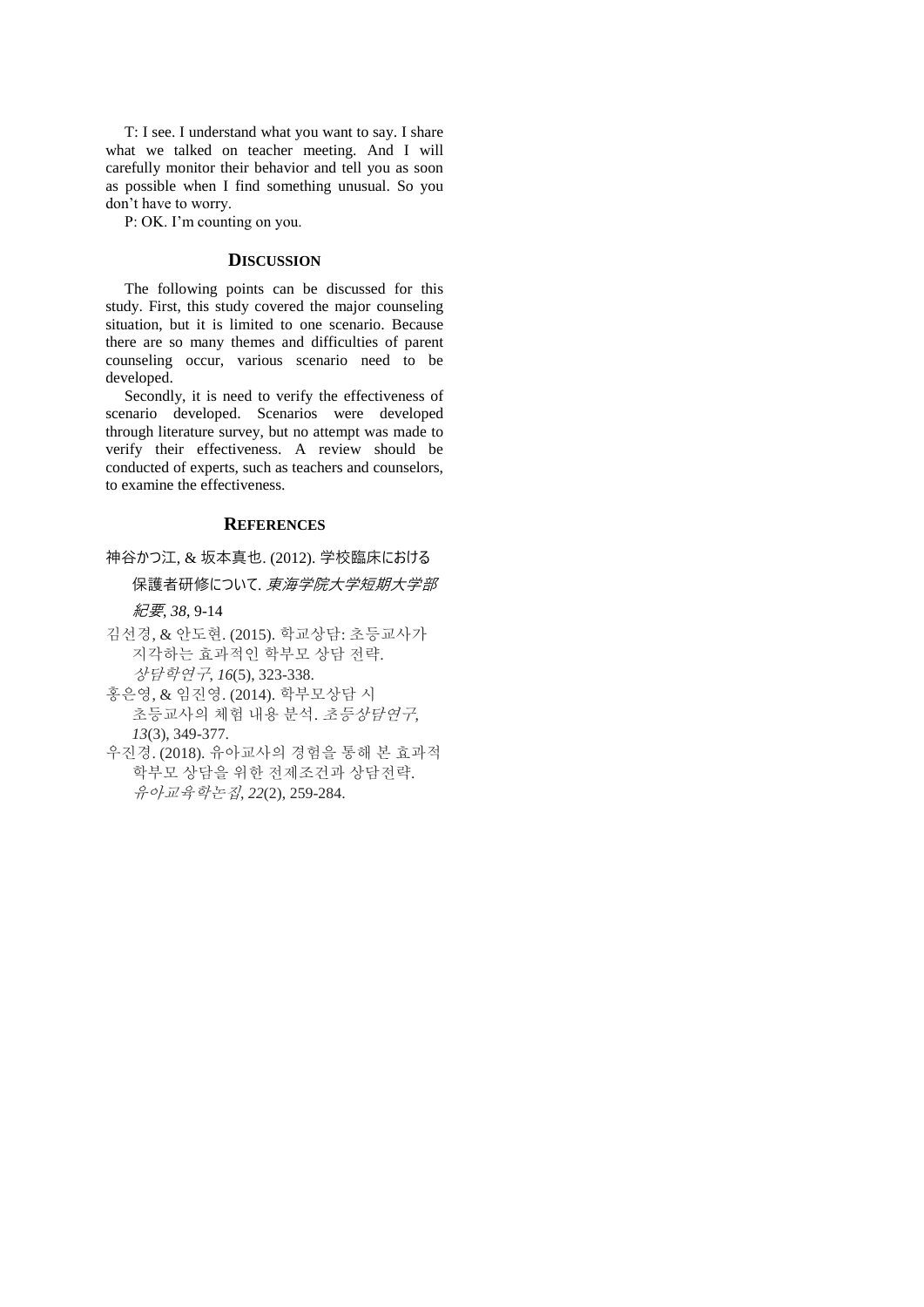T: I see. I understand what you want to say. I share what we talked on teacher meeting. And I will carefully monitor their behavior and tell you as soon as possible when I find something unusual. So you don't have to worry.

P: OK. I'm counting on you.

## DISCUSSION

The following points can be discussed for this study. First, this study covered the major counseling situation, but it is limited to one scenario. Because there are so many themes and difficulties of parent counseling occur, various scenario need to be developed.

Secondly, it is need to verify the effectiveness of scenario developed. Scenarios were developed through literature survey, but no attempt was made to verify their effectiveness. A review should be conducted of experts, such as teachers and counselors, to examine the effectiveness.

## REFERENCES

神谷かつ江, & 坂本真也. (2012). 学校臨床における保護者研修について. *東海学院大学短期大学部紀要*, *38*, 9-14

김선경, & 안도현. (2015). 학교상담: 초등교사가 지각하는 효과적인 학부모 상담 전략. *상담학연구*, *16*(5), 323-338.

홍은영, & 임진영. (2014). 학부모상담 시 초등교사의 체험 내용 분석. *초등상담연구*, *13*(3), 349-377.

우진경. (2018). 유아교사의 경험을 통해 본 효과적 학부모 상담을 위한 전제조건과 상담전략. *유아교육학논집*, *22*(2), 259-284.